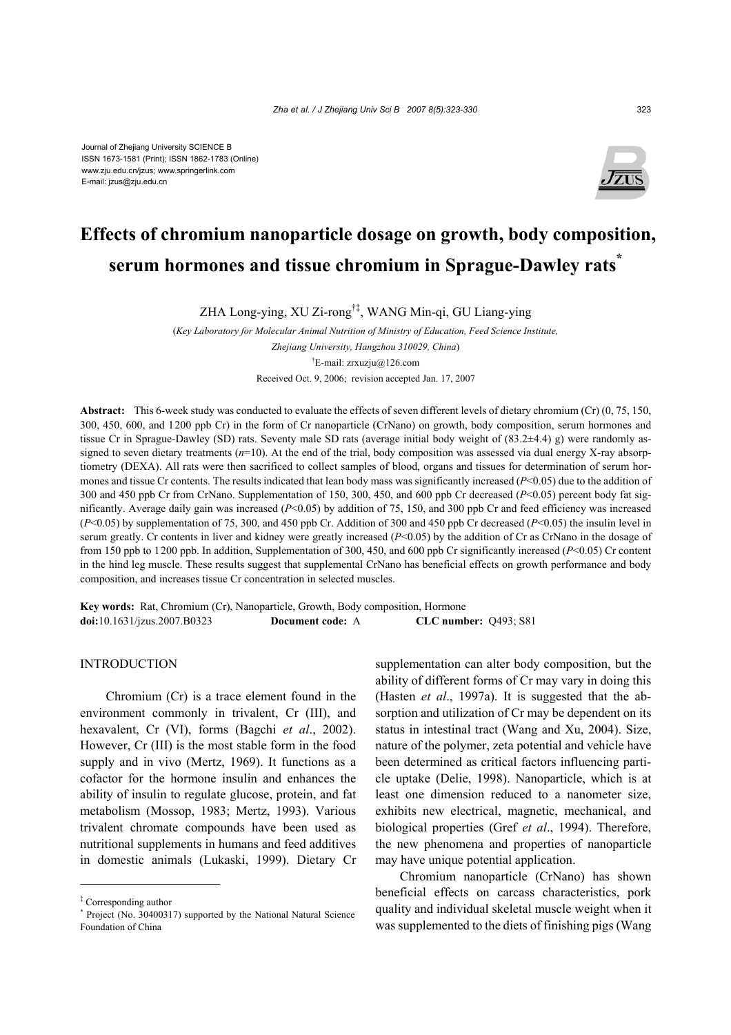Journal of Zhejiang University SCIENCE B
ISSN 1673-1581 (Print); ISSN 1862-1783 (Online)
www.zju.edu.cn/jzus; www.springerlink.com
E-mail: jzus@zju.edu.cn

# Effects of chromium nanoparticle dosage on growth, body composition, serum hormones and tissue chromium in Sprague-Dawley rats*

ZHA Long-ying, XU Zi-rong[†‡], WANG Min-qi, GU Liang-ying

(*Key Laboratory for Molecular Animal Nutrition of Ministry of Education, Feed Science Institute, Zhejiang University, Hangzhou 310029, China*)

[†]E-mail: zrxuzju@126.com

Received Oct. 9, 2006; revision accepted Jan. 17, 2007

**Abstract:** This 6-week study was conducted to evaluate the effects of seven different levels of dietary chromium (Cr) (0, 75, 150, 300, 450, 600, and 1200 ppb Cr) in the form of Cr nanoparticle (CrNano) on growth, body composition, serum hormones and tissue Cr in Sprague-Dawley (SD) rats. Seventy male SD rats (average initial body weight of (83.2±4.4) g) were randomly assigned to seven dietary treatments ($n$=10). At the end of the trial, body composition was assessed via dual energy X-ray absorptiometry (DEXA). All rats were then sacrificed to collect samples of blood, organs and tissues for determination of serum hormones and tissue Cr contents. The results indicated that lean body mass was significantly increased ($P$<0.05) due to the addition of 300 and 450 ppb Cr from CrNano. Supplementation of 150, 300, 450, and 600 ppb Cr decreased ($P$<0.05) percent body fat significantly. Average daily gain was increased ($P$<0.05) by addition of 75, 150, and 300 ppb Cr and feed efficiency was increased ($P$<0.05) by supplementation of 75, 300, and 450 ppb Cr. Addition of 300 and 450 ppb Cr decreased ($P$<0.05) the insulin level in serum greatly. Cr contents in liver and kidney were greatly increased ($P$<0.05) by the addition of Cr as CrNano in the dosage of from 150 ppb to 1200 ppb. In addition, Supplementation of 300, 450, and 600 ppb Cr significantly increased ($P$<0.05) Cr content in the hind leg muscle. These results suggest that supplemental CrNano has beneficial effects on growth performance and body composition, and increases tissue Cr concentration in selected muscles.

**Key words:** Rat, Chromium (Cr), Nanoparticle, Growth, Body composition, Hormone

**doi:**10.1631/jzus.2007.B0323 **Document code:** A **CLC number:** Q493; S81

## INTRODUCTION

Chromium (Cr) is a trace element found in the environment commonly in trivalent, Cr (III), and hexavalent, Cr (VI), forms (Bagchi *et al*., 2002). However, Cr (III) is the most stable form in the food supply and in vivo (Mertz, 1969). It functions as a cofactor for the hormone insulin and enhances the ability of insulin to regulate glucose, protein, and fat metabolism (Mossop, 1983; Mertz, 1993). Various trivalent chromate compounds have been used as nutritional supplements in humans and feed additives in domestic animals (Lukaski, 1999). Dietary Cr supplementation can alter body composition, but the ability of different forms of Cr may vary in doing this (Hasten *et al*., 1997a). It is suggested that the absorption and utilization of Cr may be dependent on its status in intestinal tract (Wang and Xu, 2004). Size, nature of the polymer, zeta potential and vehicle have been determined as critical factors influencing particle uptake (Delie, 1998). Nanoparticle, which is at least one dimension reduced to a nanometer size, exhibits new electrical, magnetic, mechanical, and biological properties (Gref *et al*., 1994). Therefore, the new phenomena and properties of nanoparticle may have unique potential application.

Chromium nanoparticle (CrNano) has shown beneficial effects on carcass characteristics, pork quality and individual skeletal muscle weight when it was supplemented to the diets of finishing pigs (Wang

[‡] Corresponding author
[*] Project (No. 30400317) supported by the National Natural Science Foundation of China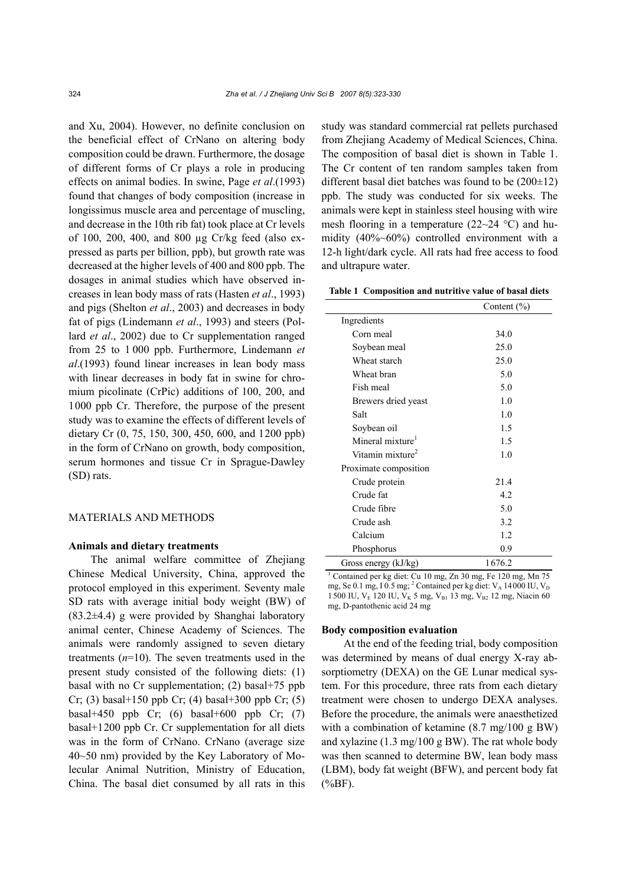and Xu, 2004). However, no definite conclusion on the beneficial effect of CrNano on altering body composition could be drawn. Furthermore, the dosage of different forms of Cr plays a role in producing effects on animal bodies. In swine, Page *et al*.(1993) found that changes of body composition (increase in longissimus muscle area and percentage of muscling, and decrease in the 10th rib fat) took place at Cr levels of 100, 200, 400, and 800 μg Cr/kg feed (also expressed as parts per billion, ppb), but growth rate was decreased at the higher levels of 400 and 800 ppb. The dosages in animal studies which have observed increases in lean body mass of rats (Hasten *et al*., 1993) and pigs (Shelton *et al*., 2003) and decreases in body fat of pigs (Lindemann *et al*., 1993) and steers (Pollard *et al*., 2002) due to Cr supplementation ranged from 25 to 1 000 ppb. Furthermore, Lindemann *et al*.(1993) found linear increases in lean body mass with linear decreases in body fat in swine for chromium picolinate (CrPic) additions of 100, 200, and 1000 ppb Cr. Therefore, the purpose of the present study was to examine the effects of different levels of dietary Cr (0, 75, 150, 300, 450, 600, and 1200 ppb) in the form of CrNano on growth, body composition, serum hormones and tissue Cr in Sprague-Dawley (SD) rats.

## MATERIALS AND METHODS

### Animals and dietary treatments

The animal welfare committee of Zhejiang Chinese Medical University, China, approved the protocol employed in this experiment. Seventy male SD rats with average initial body weight (BW) of (83.2±4.4) g were provided by Shanghai laboratory animal center, Chinese Academy of Sciences. The animals were randomly assigned to seven dietary treatments ($n$=10). The seven treatments used in the present study consisted of the following diets: (1) basal with no Cr supplementation; (2) basal+75 ppb Cr; (3) basal+150 ppb Cr; (4) basal+300 ppb Cr; (5) basal+450 ppb Cr; (6) basal+600 ppb Cr; (7) basal+1200 ppb Cr. Cr supplementation for all diets was in the form of CrNano. CrNano (average size 40~50 nm) provided by the Key Laboratory of Molecular Animal Nutrition, Ministry of Education, China. The basal diet consumed by all rats in this study was standard commercial rat pellets purchased from Zhejiang Academy of Medical Sciences, China. The composition of basal diet is shown in Table 1. The Cr content of ten random samples taken from different basal diet batches was found to be (200±12) ppb. The study was conducted for six weeks. The animals were kept in stainless steel housing with wire mesh flooring in a temperature (22~24 °C) and humidity (40%~60%) controlled environment with a 12-h light/dark cycle. All rats had free access to food and ultrapure water.

**Table 1 Composition and nutritive value of basal diets**

| | Content (%) |
|---|---|
| Ingredients | |
| Corn meal | 34.0 |
| Soybean meal | 25.0 |
| Wheat starch | 25.0 |
| Wheat bran | 5.0 |
| Fish meal | 5.0 |
| Brewers dried yeast | 1.0 |
| Salt | 1.0 |
| Soybean oil | 1.5 |
| Mineral mixture[1] | 1.5 |
| Vitamin mixture[2] | 1.0 |
| Proximate composition | |
| Crude protein | 21.4 |
| Crude fat | 4.2 |
| Crude fibre | 5.0 |
| Crude ash | 3.2 |
| Calcium | 1.2 |
| Phosphorus | 0.9 |
| Gross energy (kJ/kg) | 1676.2 |

[1] Contained per kg diet: Cu 10 mg, Zn 30 mg, Fe 120 mg, Mn 75 mg, Se 0.1 mg, I 0.5 mg; [2] Contained per kg diet: $V_A$ 14000 IU, $V_D$ 1500 IU, $V_E$ 120 IU, $V_K$ 5 mg, $V_{B1}$ 13 mg, $V_{B2}$ 12 mg, Niacin 60 mg, D-pantothenic acid 24 mg

### Body composition evaluation

At the end of the feeding trial, body composition was determined by means of dual energy X-ray absorptiometry (DEXA) on the GE Lunar medical system. For this procedure, three rats from each dietary treatment were chosen to undergo DEXA analyses. Before the procedure, the animals were anaesthetized with a combination of ketamine (8.7 mg/100 g BW) and xylazine (1.3 mg/100 g BW). The rat whole body was then scanned to determine BW, lean body mass (LBM), body fat weight (BFW), and percent body fat (%BF).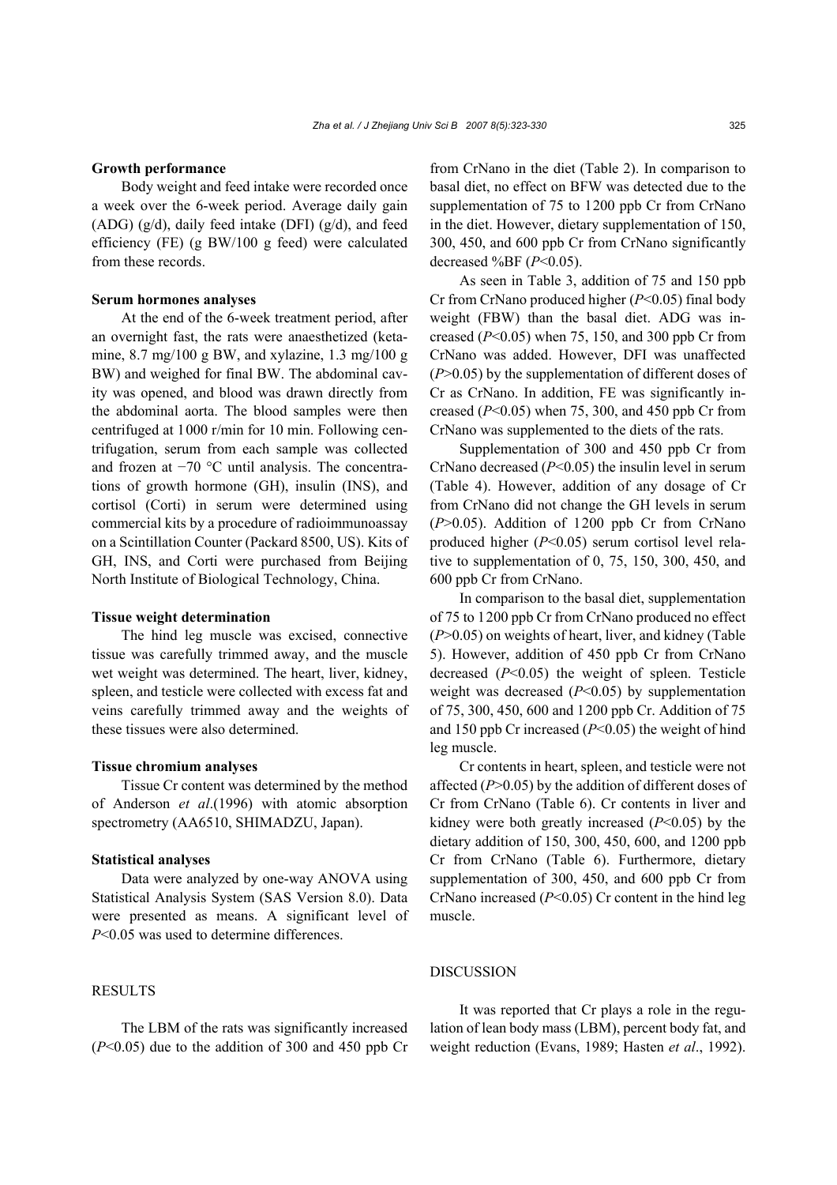### Growth performance

Body weight and feed intake were recorded once a week over the 6-week period. Average daily gain (ADG) (g/d), daily feed intake (DFI) (g/d), and feed efficiency (FE) (g BW/100 g feed) were calculated from these records.

### Serum hormones analyses

At the end of the 6-week treatment period, after an overnight fast, the rats were anaesthetized (ketamine, 8.7 mg/100 g BW, and xylazine, 1.3 mg/100 g BW) and weighed for final BW. The abdominal cavity was opened, and blood was drawn directly from the abdominal aorta. The blood samples were then centrifuged at 1000 r/min for 10 min. Following centrifugation, serum from each sample was collected and frozen at −70 °C until analysis. The concentrations of growth hormone (GH), insulin (INS), and cortisol (Corti) in serum were determined using commercial kits by a procedure of radioimmunoassay on a Scintillation Counter (Packard 8500, US). Kits of GH, INS, and Corti were purchased from Beijing North Institute of Biological Technology, China.

### Tissue weight determination

The hind leg muscle was excised, connective tissue was carefully trimmed away, and the muscle wet weight was determined. The heart, liver, kidney, spleen, and testicle were collected with excess fat and veins carefully trimmed away and the weights of these tissues were also determined.

### Tissue chromium analyses

Tissue Cr content was determined by the method of Anderson *et al*.(1996) with atomic absorption spectrometry (AA6510, SHIMADZU, Japan).

### Statistical analyses

Data were analyzed by one-way ANOVA using Statistical Analysis System (SAS Version 8.0). Data were presented as means. A significant level of $P<0.05$ was used to determine differences.

## RESULTS

The LBM of the rats was significantly increased ($P<0.05$) due to the addition of 300 and 450 ppb Cr from CrNano in the diet (Table 2). In comparison to basal diet, no effect on BFW was detected due to the supplementation of 75 to 1200 ppb Cr from CrNano in the diet. However, dietary supplementation of 150, 300, 450, and 600 ppb Cr from CrNano significantly decreased %BF ($P<0.05$).

As seen in Table 3, addition of 75 and 150 ppb Cr from CrNano produced higher ($P<0.05$) final body weight (FBW) than the basal diet. ADG was increased ($P<0.05$) when 75, 150, and 300 ppb Cr from CrNano was added. However, DFI was unaffected ($P>0.05$) by the supplementation of different doses of Cr as CrNano. In addition, FE was significantly increased ($P<0.05$) when 75, 300, and 450 ppb Cr from CrNano was supplemented to the diets of the rats.

Supplementation of 300 and 450 ppb Cr from CrNano decreased ($P<0.05$) the insulin level in serum (Table 4). However, addition of any dosage of Cr from CrNano did not change the GH levels in serum ($P>0.05$). Addition of 1200 ppb Cr from CrNano produced higher ($P<0.05$) serum cortisol level relative to supplementation of 0, 75, 150, 300, 450, and 600 ppb Cr from CrNano.

In comparison to the basal diet, supplementation of 75 to 1200 ppb Cr from CrNano produced no effect ($P>0.05$) on weights of heart, liver, and kidney (Table 5). However, addition of 450 ppb Cr from CrNano decreased ($P<0.05$) the weight of spleen. Testicle weight was decreased ($P<0.05$) by supplementation of 75, 300, 450, 600 and 1200 ppb Cr. Addition of 75 and 150 ppb Cr increased ($P<0.05$) the weight of hind leg muscle.

Cr contents in heart, spleen, and testicle were not affected ($P>0.05$) by the addition of different doses of Cr from CrNano (Table 6). Cr contents in liver and kidney were both greatly increased ($P<0.05$) by the dietary addition of 150, 300, 450, 600, and 1200 ppb Cr from CrNano (Table 6). Furthermore, dietary supplementation of 300, 450, and 600 ppb Cr from CrNano increased ($P<0.05$) Cr content in the hind leg muscle.

## DISCUSSION

It was reported that Cr plays a role in the regulation of lean body mass (LBM), percent body fat, and weight reduction (Evans, 1989; Hasten *et al*., 1992).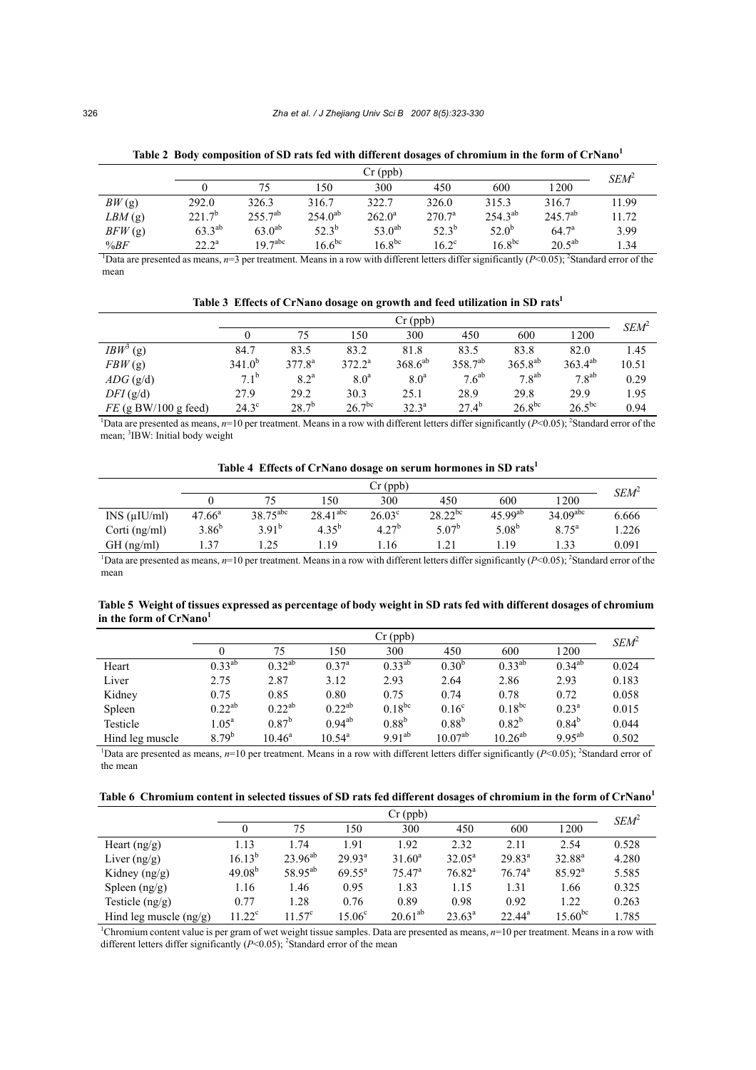**Table 2 Body composition of SD rats fed with different dosages of chromium in the form of CrNano[1]**

| | Cr (ppb) | | | | | | | $SEM^2$ |
|---|---|---|---|---|---|---|---|---|
| | 0 | 75 | 150 | 300 | 450 | 600 | 1200 | |
| *BW* (g) | 292.0 | 326.3 | 316.7 | 322.7 | 326.0 | 315.3 | 316.7 | 11.99 |
| *LBM* (g) | $221.7^{b}$ | $255.7^{ab}$ | $254.0^{ab}$ | $262.0^{a}$ | $270.7^{a}$ | $254.3^{ab}$ | $245.7^{ab}$ | 11.72 |
| *BFW* (g) | $63.3^{ab}$ | $63.0^{ab}$ | $52.3^{b}$ | $53.0^{ab}$ | $52.3^{b}$ | $52.0^{b}$ | $64.7^{a}$ | 3.99 |
| *%BF* | $22.2^{a}$ | $19.7^{abc}$ | $16.6^{bc}$ | $16.8^{bc}$ | $16.2^{c}$ | $16.8^{bc}$ | $20.5^{ab}$ | 1.34 |

[1]Data are presented as means, $n$=3 per treatment. Means in a row with different letters differ significantly ($P$<0.05); [2]Standard error of the mean

**Table 3 Effects of CrNano dosage on growth and feed utilization in SD rats[1]**

| | Cr (ppb) | | | | | | | $SEM^2$ |
|---|---|---|---|---|---|---|---|---|
| | 0 | 75 | 150 | 300 | 450 | 600 | 1200 | |
| $IBW^3$ (g) | 84.7 | 83.5 | 83.2 | 81.8 | 83.5 | 83.8 | 82.0 | 1.45 |
| *FBW* (g) | $341.0^{b}$ | $377.8^{a}$ | $372.2^{a}$ | $368.6^{ab}$ | $358.7^{ab}$ | $365.8^{ab}$ | $363.4^{ab}$ | 10.51 |
| *ADG* (g/d) | $7.1^{b}$ | $8.2^{a}$ | $8.0^{a}$ | $8.0^{a}$ | $7.6^{ab}$ | $7.8^{ab}$ | $7.8^{ab}$ | 0.29 |
| *DFI* (g/d) | 27.9 | 29.2 | 30.3 | 25.1 | 28.9 | 29.8 | 29.9 | 1.95 |
| *FE* (g BW/100 g feed) | $24.3^{c}$ | $28.7^{b}$ | $26.7^{bc}$ | $32.3^{a}$ | $27.4^{b}$ | $26.8^{bc}$ | $26.5^{bc}$ | 0.94 |

[1]Data are presented as means, $n$=10 per treatment. Means in a row with different letters differ significantly ($P$<0.05); [2]Standard error of the mean; [3]IBW: Initial body weight

**Table 4 Effects of CrNano dosage on serum hormones in SD rats[1]**

| | Cr (ppb) | | | | | | | $SEM^2$ |
|---|---|---|---|---|---|---|---|---|
| | 0 | 75 | 150 | 300 | 450 | 600 | 1200 | |
| INS (μIU/ml) | $47.66^{a}$ | $38.75^{abc}$ | $28.41^{abc}$ | $26.03^{c}$ | $28.22^{bc}$ | $45.99^{ab}$ | $34.09^{abc}$ | 6.666 |
| Corti (ng/ml) | $3.86^{b}$ | $3.91^{b}$ | $4.35^{b}$ | $4.27^{b}$ | $5.07^{b}$ | $5.08^{b}$ | $8.75^{a}$ | 1.226 |
| GH (ng/ml) | 1.37 | 1.25 | 1.19 | 1.16 | 1.21 | 1.19 | 1.33 | 0.091 |

[1]Data are presented as means, $n$=10 per treatment. Means in a row with different letters differ significantly ($P$<0.05); [2]Standard error of the mean

**Table 5 Weight of tissues expressed as percentage of body weight in SD rats fed with different dosages of chromium in the form of CrNano[1]**

| | Cr (ppb) | | | | | | | $SEM^2$ |
|---|---|---|---|---|---|---|---|---|
| | 0 | 75 | 150 | 300 | 450 | 600 | 1200 | |
| Heart | $0.33^{ab}$ | $0.32^{ab}$ | $0.37^{a}$ | $0.33^{ab}$ | $0.30^{b}$ | $0.33^{ab}$ | $0.34^{ab}$ | 0.024 |
| Liver | 2.75 | 2.87 | 3.12 | 2.93 | 2.64 | 2.86 | 2.93 | 0.183 |
| Kidney | 0.75 | 0.85 | 0.80 | 0.75 | 0.74 | 0.78 | 0.72 | 0.058 |
| Spleen | $0.22^{ab}$ | $0.22^{ab}$ | $0.22^{ab}$ | $0.18^{bc}$ | $0.16^{c}$ | $0.18^{bc}$ | $0.23^{a}$ | 0.015 |
| Testicle | $1.05^{a}$ | $0.87^{b}$ | $0.94^{ab}$ | $0.88^{b}$ | $0.88^{b}$ | $0.82^{b}$ | $0.84^{b}$ | 0.044 |
| Hind leg muscle | $8.79^{b}$ | $10.46^{a}$ | $10.54^{a}$ | $9.91^{ab}$ | $10.07^{ab}$ | $10.26^{ab}$ | $9.95^{ab}$ | 0.502 |

[1]Data are presented as means, $n$=10 per treatment. Means in a row with different letters differ significantly ($P$<0.05); [2]Standard error of the mean

**Table 6 Chromium content in selected tissues of SD rats fed different dosages of chromium in the form of CrNano[1]**

| | Cr (ppb) | | | | | | | $SEM^2$ |
|---|---|---|---|---|---|---|---|---|
| | 0 | 75 | 150 | 300 | 450 | 600 | 1200 | |
| Heart (ng/g) | 1.13 | 1.74 | 1.91 | 1.92 | 2.32 | 2.11 | 2.54 | 0.528 |
| Liver (ng/g) | $16.13^{b}$ | $23.96^{ab}$ | $29.93^{a}$ | $31.60^{a}$ | $32.05^{a}$ | $29.83^{a}$ | $32.88^{a}$ | 4.280 |
| Kidney (ng/g) | $49.08^{b}$ | $58.95^{ab}$ | $69.55^{a}$ | $75.47^{a}$ | $76.82^{a}$ | $76.74^{a}$ | $85.92^{a}$ | 5.585 |
| Spleen (ng/g) | 1.16 | 1.46 | 0.95 | 1.83 | 1.15 | 1.31 | 1.66 | 0.325 |
| Testicle (ng/g) | 0.77 | 1.28 | 0.76 | 0.89 | 0.98 | 0.92 | 1.22 | 0.263 |
| Hind leg muscle (ng/g) | $11.22^{c}$ | $11.57^{c}$ | $15.06^{c}$ | $20.61^{ab}$ | $23.63^{a}$ | $22.44^{a}$ | $15.60^{bc}$ | 1.785 |

[1]Chromium content value is per gram of wet weight tissue samples. Data are presented as means, $n$=10 per treatment. Means in a row with different letters differ significantly ($P$<0.05); [2]Standard error of the mean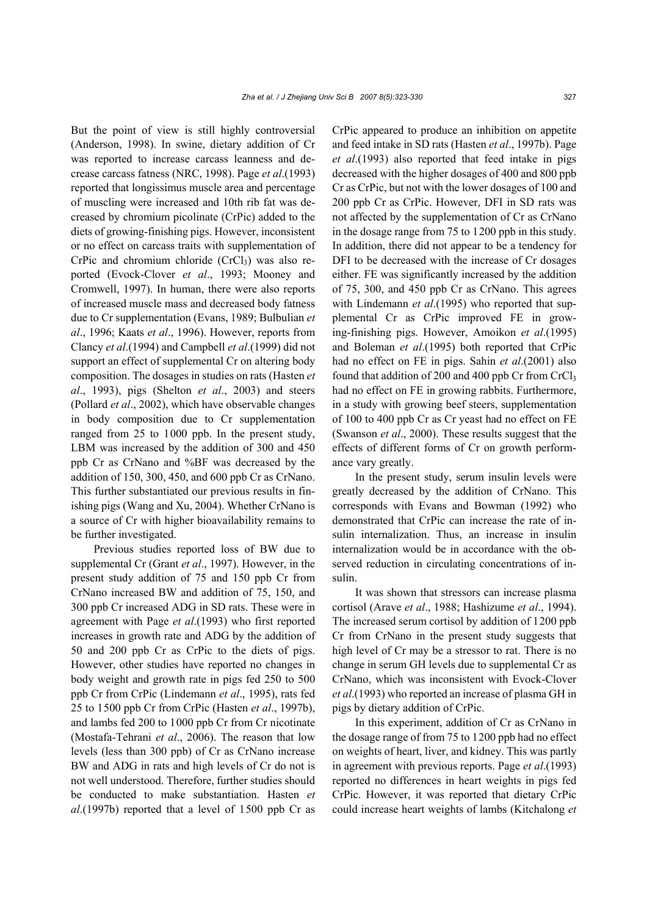But the point of view is still highly controversial (Anderson, 1998). In swine, dietary addition of Cr was reported to increase carcass leanness and decrease carcass fatness (NRC, 1998). Page *et al*.(1993) reported that longissimus muscle area and percentage of muscling were increased and 10th rib fat was decreased by chromium picolinate (CrPic) added to the diets of growing-finishing pigs. However, inconsistent or no effect on carcass traits with supplementation of CrPic and chromium chloride ($CrCl_3$) was also reported (Evock-Clover *et al*., 1993; Mooney and Cromwell, 1997). In human, there were also reports of increased muscle mass and decreased body fatness due to Cr supplementation (Evans, 1989; Bulbulian *et al*., 1996; Kaats *et al*., 1996). However, reports from Clancy *et al*.(1994) and Campbell *et al*.(1999) did not support an effect of supplemental Cr on altering body composition. The dosages in studies on rats (Hasten *et al*., 1993), pigs (Shelton *et al*., 2003) and steers (Pollard *et al*., 2002), which have observable changes in body composition due to Cr supplementation ranged from 25 to 1000 ppb. In the present study, LBM was increased by the addition of 300 and 450 ppb Cr as CrNano and %BF was decreased by the addition of 150, 300, 450, and 600 ppb Cr as CrNano. This further substantiated our previous results in finishing pigs (Wang and Xu, 2004). Whether CrNano is a source of Cr with higher bioavailability remains to be further investigated.

Previous studies reported loss of BW due to supplemental Cr (Grant *et al*., 1997). However, in the present study addition of 75 and 150 ppb Cr from CrNano increased BW and addition of 75, 150, and 300 ppb Cr increased ADG in SD rats. These were in agreement with Page *et al*.(1993) who first reported increases in growth rate and ADG by the addition of 50 and 200 ppb Cr as CrPic to the diets of pigs. However, other studies have reported no changes in body weight and growth rate in pigs fed 250 to 500 ppb Cr from CrPic (Lindemann *et al*., 1995), rats fed 25 to 1500 ppb Cr from CrPic (Hasten *et al*., 1997b), and lambs fed 200 to 1000 ppb Cr from Cr nicotinate (Mostafa-Tehrani *et al*., 2006). The reason that low levels (less than 300 ppb) of Cr as CrNano increase BW and ADG in rats and high levels of Cr do not is not well understood. Therefore, further studies should be conducted to make substantiation. Hasten *et al*.(1997b) reported that a level of 1500 ppb Cr as CrPic appeared to produce an inhibition on appetite and feed intake in SD rats (Hasten *et al*., 1997b). Page *et al*.(1993) also reported that feed intake in pigs decreased with the higher dosages of 400 and 800 ppb Cr as CrPic, but not with the lower dosages of 100 and 200 ppb Cr as CrPic. However, DFI in SD rats was not affected by the supplementation of Cr as CrNano in the dosage range from 75 to 1200 ppb in this study. In addition, there did not appear to be a tendency for DFI to be decreased with the increase of Cr dosages either. FE was significantly increased by the addition of 75, 300, and 450 ppb Cr as CrNano. This agrees with Lindemann *et al*.(1995) who reported that supplemental Cr as CrPic improved FE in growing-finishing pigs. However, Amoikon *et al*.(1995) and Boleman *et al*.(1995) both reported that CrPic had no effect on FE in pigs. Sahin *et al*.(2001) also found that addition of 200 and 400 ppb Cr from $CrCl_3$ had no effect on FE in growing rabbits. Furthermore, in a study with growing beef steers, supplementation of 100 to 400 ppb Cr as Cr yeast had no effect on FE (Swanson *et al*., 2000). These results suggest that the effects of different forms of Cr on growth performance vary greatly.

In the present study, serum insulin levels were greatly decreased by the addition of CrNano. This corresponds with Evans and Bowman (1992) who demonstrated that CrPic can increase the rate of insulin internalization. Thus, an increase in insulin internalization would be in accordance with the observed reduction in circulating concentrations of insulin.

It was shown that stressors can increase plasma cortisol (Arave *et al*., 1988; Hashizume *et al*., 1994). The increased serum cortisol by addition of 1200 ppb Cr from CrNano in the present study suggests that high level of Cr may be a stressor to rat. There is no change in serum GH levels due to supplemental Cr as CrNano, which was inconsistent with Evock-Clover *et al*.(1993) who reported an increase of plasma GH in pigs by dietary addition of CrPic.

In this experiment, addition of Cr as CrNano in the dosage range of from 75 to 1200 ppb had no effect on weights of heart, liver, and kidney. This was partly in agreement with previous reports. Page *et al*.(1993) reported no differences in heart weights in pigs fed CrPic. However, it was reported that dietary CrPic could increase heart weights of lambs (Kitchalong *et*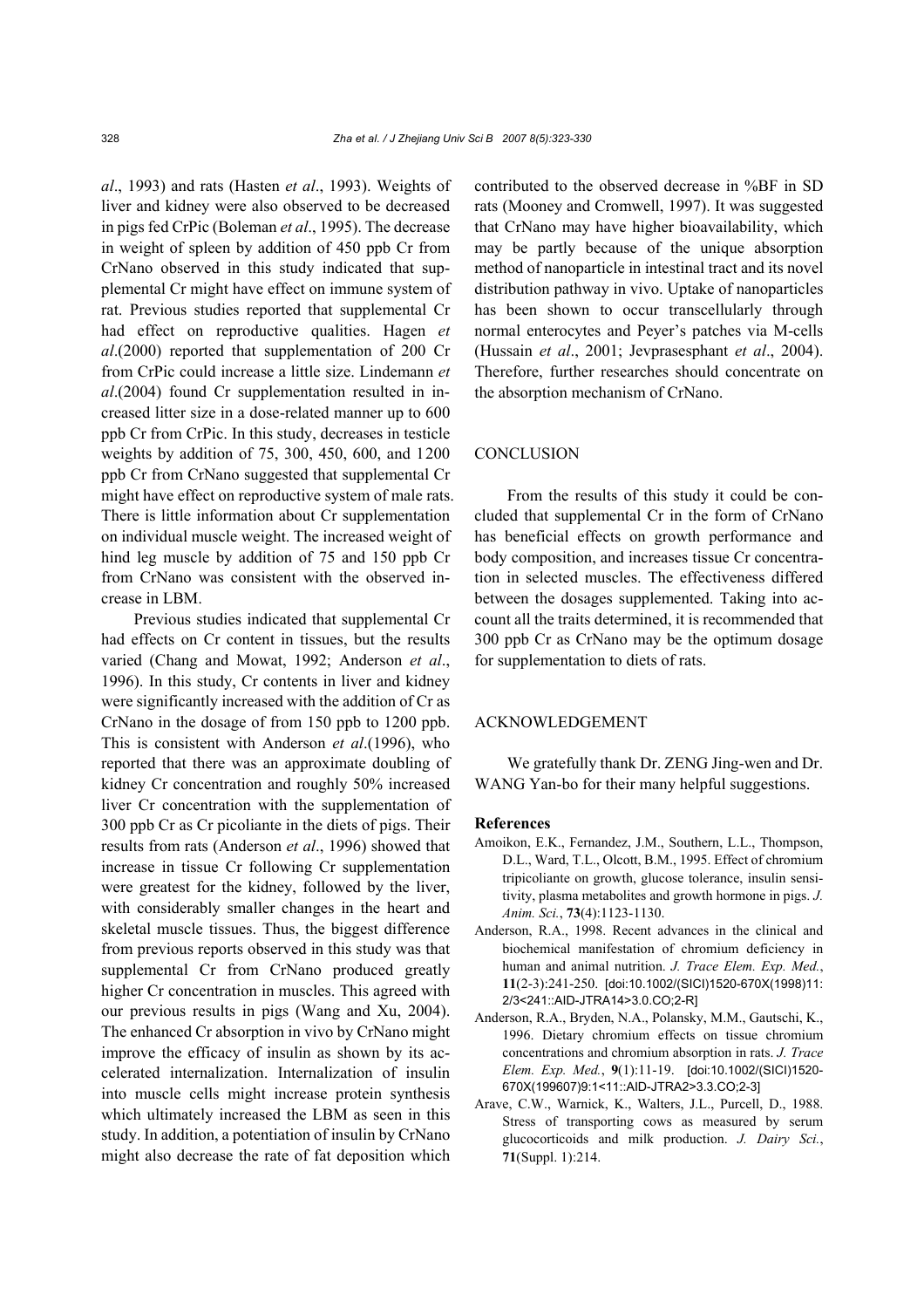*al*., 1993) and rats (Hasten *et al*., 1993). Weights of liver and kidney were also observed to be decreased in pigs fed CrPic (Boleman *et al*., 1995). The decrease in weight of spleen by addition of 450 ppb Cr from CrNano observed in this study indicated that supplemental Cr might have effect on immune system of rat. Previous studies reported that supplemental Cr had effect on reproductive qualities. Hagen *et al*.(2000) reported that supplementation of 200 Cr from CrPic could increase a little size. Lindemann *et al*.(2004) found Cr supplementation resulted in increased litter size in a dose-related manner up to 600 ppb Cr from CrPic. In this study, decreases in testicle weights by addition of 75, 300, 450, 600, and 1200 ppb Cr from CrNano suggested that supplemental Cr might have effect on reproductive system of male rats. There is little information about Cr supplementation on individual muscle weight. The increased weight of hind leg muscle by addition of 75 and 150 ppb Cr from CrNano was consistent with the observed increase in LBM.

Previous studies indicated that supplemental Cr had effects on Cr content in tissues, but the results varied (Chang and Mowat, 1992; Anderson *et al*., 1996). In this study, Cr contents in liver and kidney were significantly increased with the addition of Cr as CrNano in the dosage of from 150 ppb to 1200 ppb. This is consistent with Anderson *et al*.(1996), who reported that there was an approximate doubling of kidney Cr concentration and roughly 50% increased liver Cr concentration with the supplementation of 300 ppb Cr as Cr picoliante in the diets of pigs. Their results from rats (Anderson *et al*., 1996) showed that increase in tissue Cr following Cr supplementation were greatest for the kidney, followed by the liver, with considerably smaller changes in the heart and skeletal muscle tissues. Thus, the biggest difference from previous reports observed in this study was that supplemental Cr from CrNano produced greatly higher Cr concentration in muscles. This agreed with our previous results in pigs (Wang and Xu, 2004). The enhanced Cr absorption in vivo by CrNano might improve the efficacy of insulin as shown by its accelerated internalization. Internalization of insulin into muscle cells might increase protein synthesis which ultimately increased the LBM as seen in this study. In addition, a potentiation of insulin by CrNano might also decrease the rate of fat deposition which contributed to the observed decrease in %BF in SD rats (Mooney and Cromwell, 1997). It was suggested that CrNano may have higher bioavailability, which may be partly because of the unique absorption method of nanoparticle in intestinal tract and its novel distribution pathway in vivo. Uptake of nanoparticles has been shown to occur transcellularly through normal enterocytes and Peyer's patches via M-cells (Hussain *et al*., 2001; Jevprasesphant *et al*., 2004). Therefore, further researches should concentrate on the absorption mechanism of CrNano.

## CONCLUSION

From the results of this study it could be concluded that supplemental Cr in the form of CrNano has beneficial effects on growth performance and body composition, and increases tissue Cr concentration in selected muscles. The effectiveness differed between the dosages supplemented. Taking into account all the traits determined, it is recommended that 300 ppb Cr as CrNano may be the optimum dosage for supplementation to diets of rats.

## ACKNOWLEDGEMENT

We gratefully thank Dr. ZENG Jing-wen and Dr. WANG Yan-bo for their many helpful suggestions.

## References

Amoikon, E.K., Fernandez, J.M., Southern, L.L., Thompson, D.L., Ward, T.L., Olcott, B.M., 1995. Effect of chromium tripicoliante on growth, glucose tolerance, insulin sensitivity, plasma metabolites and growth hormone in pigs. *J. Anim. Sci.*, **73**(4):1123-1130.

Anderson, R.A., 1998. Recent advances in the clinical and biochemical manifestation of chromium deficiency in human and animal nutrition. *J. Trace Elem. Exp. Med.*, **11**(2-3):241-250. [doi:10.1002/(SICI)1520-670X(1998)11:2/3<241::AID-JTRA14>3.0.CO;2-R]

Anderson, R.A., Bryden, N.A., Polansky, M.M., Gautschi, K., 1996. Dietary chromium effects on tissue chromium concentrations and chromium absorption in rats. *J. Trace Elem. Exp. Med.*, **9**(1):11-19. [doi:10.1002/(SICI)1520-670X(199607)9:1<11::AID-JTRA2>3.3.CO;2-3]

Arave, C.W., Warnick, K., Walters, J.L., Purcell, D., 1988. Stress of transporting cows as measured by serum glucocorticoids and milk production. *J. Dairy Sci.*, **71**(Suppl. 1):214.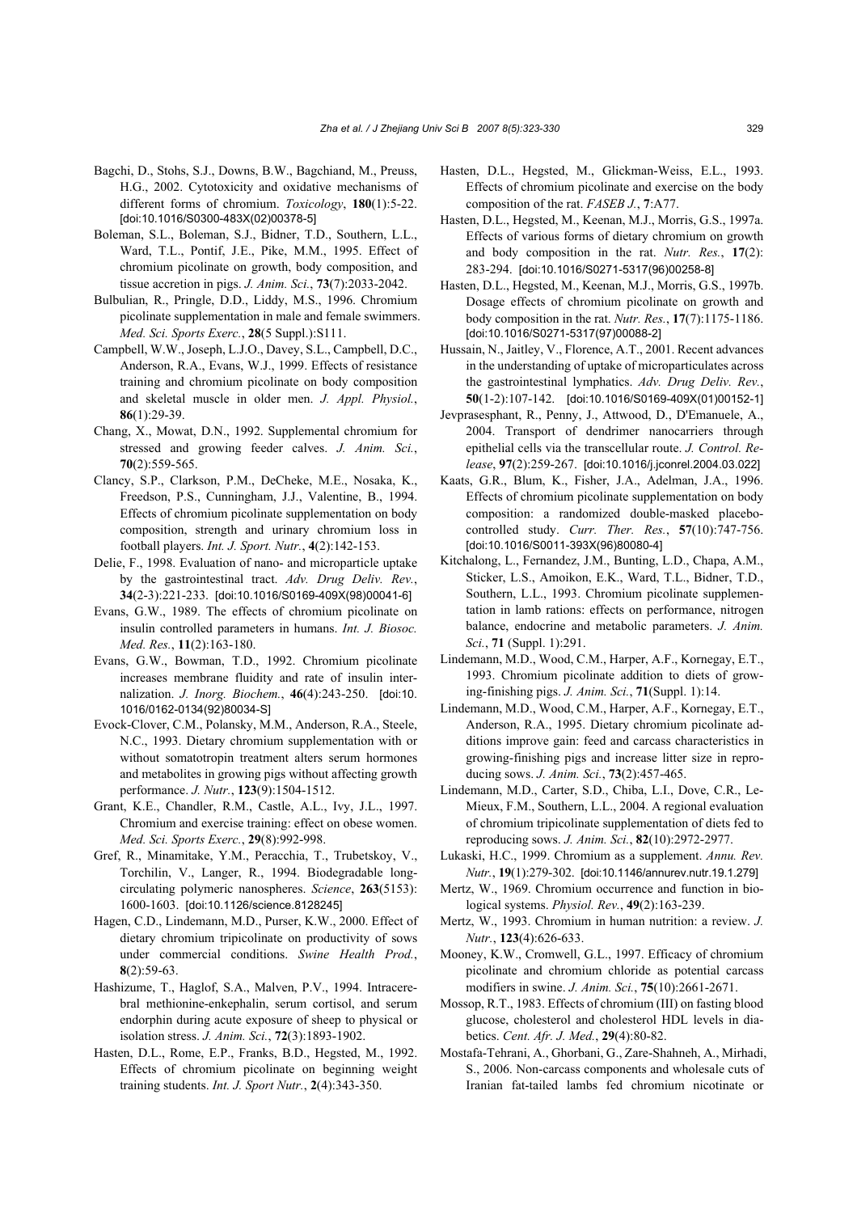Bagchi, D., Stohs, S.J., Downs, B.W., Bagchiand, M., Preuss, H.G., 2002. Cytotoxicity and oxidative mechanisms of different forms of chromium. *Toxicology*, **180**(1):5-22. [doi:10.1016/S0300-483X(02)00378-5]

Boleman, S.L., Boleman, S.J., Bidner, T.D., Southern, L.L., Ward, T.L., Pontif, J.E., Pike, M.M., 1995. Effect of chromium picolinate on growth, body composition, and tissue accretion in pigs. *J. Anim. Sci.*, **73**(7):2033-2042.

Bulbulian, R., Pringle, D.D., Liddy, M.S., 1996. Chromium picolinate supplementation in male and female swimmers. *Med. Sci. Sports Exerc.*, **28**(5 Suppl.):S111.

Campbell, W.W., Joseph, L.J.O., Davey, S.L., Campbell, D.C., Anderson, R.A., Evans, W.J., 1999. Effects of resistance training and chromium picolinate on body composition and skeletal muscle in older men. *J. Appl. Physiol.*, **86**(1):29-39.

Chang, X., Mowat, D.N., 1992. Supplemental chromium for stressed and growing feeder calves. *J. Anim. Sci.*, **70**(2):559-565.

Clancy, S.P., Clarkson, P.M., DeCheke, M.E., Nosaka, K., Freedson, P.S., Cunningham, J.J., Valentine, B., 1994. Effects of chromium picolinate supplementation on body composition, strength and urinary chromium loss in football players. *Int. J. Sport. Nutr.*, **4**(2):142-153.

Delie, F., 1998. Evaluation of nano- and microparticle uptake by the gastrointestinal tract. *Adv. Drug Deliv. Rev.*, **34**(2-3):221-233. [doi:10.1016/S0169-409X(98)00041-6]

Evans, G.W., 1989. The effects of chromium picolinate on insulin controlled parameters in humans. *Int. J. Biosoc. Med. Res.*, **11**(2):163-180.

Evans, G.W., Bowman, T.D., 1992. Chromium picolinate increases membrane fluidity and rate of insulin internalization. *J. Inorg. Biochem.*, **46**(4):243-250. [doi:10.1016/0162-0134(92)80034-S]

Evock-Clover, C.M., Polansky, M.M., Anderson, R.A., Steele, N.C., 1993. Dietary chromium supplementation with or without somatotropin treatment alters serum hormones and metabolites in growing pigs without affecting growth performance. *J. Nutr.*, **123**(9):1504-1512.

Grant, K.E., Chandler, R.M., Castle, A.L., Ivy, J.L., 1997. Chromium and exercise training: effect on obese women. *Med. Sci. Sports Exerc.*, **29**(8):992-998.

Gref, R., Minamitake, Y.M., Peracchia, T., Trubetskoy, V., Torchilin, V., Langer, R., 1994. Biodegradable long-circulating polymeric nanospheres. *Science*, **263**(5153):1600-1603. [doi:10.1126/science.8128245]

Hagen, C.D., Lindemann, M.D., Purser, K.W., 2000. Effect of dietary chromium tripicolinate on productivity of sows under commercial conditions. *Swine Health Prod.*, **8**(2):59-63.

Hashizume, T., Haglof, S.A., Malven, P.V., 1994. Intracerebral methionine-enkephalin, serum cortisol, and serum endorphin during acute exposure of sheep to physical or isolation stress. *J. Anim. Sci.*, **72**(3):1893-1902.

Hasten, D.L., Rome, E.P., Franks, B.D., Hegsted, M., 1992. Effects of chromium picolinate on beginning weight training students. *Int. J. Sport Nutr.*, **2**(4):343-350.

Hasten, D.L., Hegsted, M., Glickman-Weiss, E.L., 1993. Effects of chromium picolinate and exercise on the body composition of the rat. *FASEB J.*, **7**:A77.

Hasten, D.L., Hegsted, M., Keenan, M.J., Morris, G.S., 1997a. Effects of various forms of dietary chromium on growth and body composition in the rat. *Nutr. Res.*, **17**(2):283-294. [doi:10.1016/S0271-5317(96)00258-8]

Hasten, D.L., Hegsted, M., Keenan, M.J., Morris, G.S., 1997b. Dosage effects of chromium picolinate on growth and body composition in the rat. *Nutr. Res.*, **17**(7):1175-1186. [doi:10.1016/S0271-5317(97)00088-2]

Hussain, N., Jaitley, V., Florence, A.T., 2001. Recent advances in the understanding of uptake of microparticulates across the gastrointestinal lymphatics. *Adv. Drug Deliv. Rev.*, **50**(1-2):107-142. [doi:10.1016/S0169-409X(01)00152-1]

Jevprasesphant, R., Penny, J., Attwood, D., D'Emanuele, A., 2004. Transport of dendrimer nanocarriers through epithelial cells via the transcellular route. *J. Control. Release*, **97**(2):259-267. [doi:10.1016/j.jconrel.2004.03.022]

Kaats, G.R., Blum, K., Fisher, J.A., Adelman, J.A., 1996. Effects of chromium picolinate supplementation on body composition: a randomized double-masked placebo-controlled study. *Curr. Ther. Res.*, **57**(10):747-756. [doi:10.1016/S0011-393X(96)80080-4]

Kitchalong, L., Fernandez, J.M., Bunting, L.D., Chapa, A.M., Sticker, L.S., Amoikon, E.K., Ward, T.L., Bidner, T.D., Southern, L.L., 1993. Chromium picolinate supplementation in lamb rations: effects on performance, nitrogen balance, endocrine and metabolic parameters. *J. Anim. Sci.*, **71** (Suppl. 1):291.

Lindemann, M.D., Wood, C.M., Harper, A.F., Kornegay, E.T., 1993. Chromium picolinate addition to diets of growing-finishing pigs. *J. Anim. Sci.*, **71**(Suppl. 1):14.

Lindemann, M.D., Wood, C.M., Harper, A.F., Kornegay, E.T., Anderson, R.A., 1995. Dietary chromium picolinate additions improve gain: feed and carcass characteristics in growing-finishing pigs and increase litter size in reproducing sows. *J. Anim. Sci.*, **73**(2):457-465.

Lindemann, M.D., Carter, S.D., Chiba, L.I., Dove, C.R., LeMieux, F.M., Southern, L.L., 2004. A regional evaluation of chromium tripicolinate supplementation of diets fed to reproducing sows. *J. Anim. Sci.*, **82**(10):2972-2977.

Lukaski, H.C., 1999. Chromium as a supplement. *Annu. Rev. Nutr.*, **19**(1):279-302. [doi:10.1146/annurev.nutr.19.1.279]

Mertz, W., 1969. Chromium occurrence and function in biological systems. *Physiol. Rev.*, **49**(2):163-239.

Mertz, W., 1993. Chromium in human nutrition: a review. *J. Nutr.*, **123**(4):626-633.

Mooney, K.W., Cromwell, G.L., 1997. Efficacy of chromium picolinate and chromium chloride as potential carcass modifiers in swine. *J. Anim. Sci.*, **75**(10):2661-2671.

Mossop, R.T., 1983. Effects of chromium (III) on fasting blood glucose, cholesterol and cholesterol HDL levels in diabetics. *Cent. Afr. J. Med.*, **29**(4):80-82.

Mostafa-Tehrani, A., Ghorbani, G., Zare-Shahneh, A., Mirhadi, S., 2006. Non-carcass components and wholesale cuts of Iranian fat-tailed lambs fed chromium nicotinate or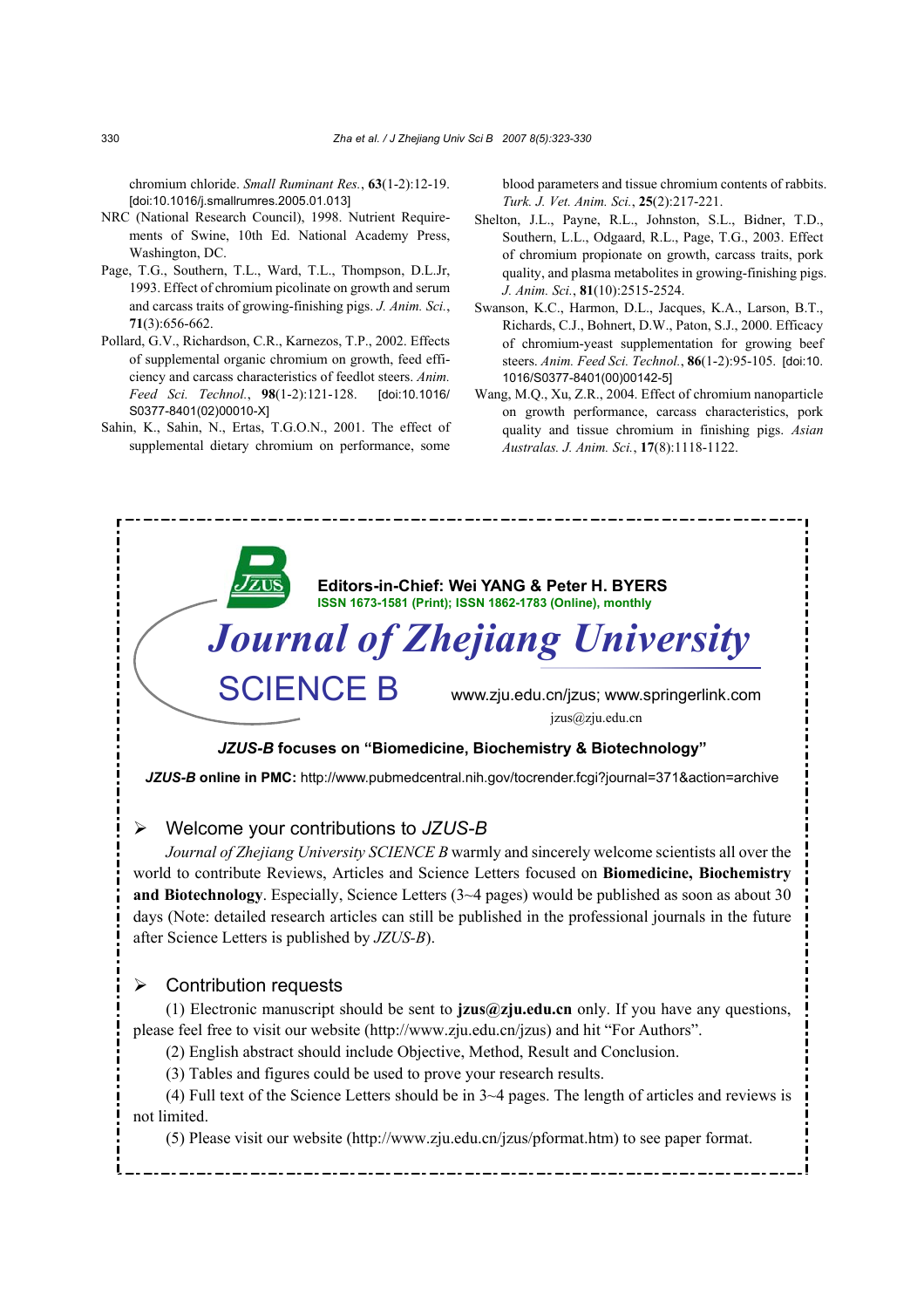chromium chloride. *Small Ruminant Res.*, **63**(1-2):12-19. [doi:10.1016/j.smallrumres.2005.01.013]

NRC (National Research Council), 1998. Nutrient Requirements of Swine, 10th Ed. National Academy Press, Washington, DC.

Page, T.G., Southern, T.L., Ward, T.L., Thompson, D.L.Jr, 1993. Effect of chromium picolinate on growth and serum and carcass traits of growing-finishing pigs. *J. Anim. Sci.*, **71**(3):656-662.

Pollard, G.V., Richardson, C.R., Karnezos, T.P., 2002. Effects of supplemental organic chromium on growth, feed efficiency and carcass characteristics of feedlot steers. *Anim. Feed Sci. Technol.*, **98**(1-2):121-128. [doi:10.1016/S0377-8401(02)00010-X]

Sahin, K., Sahin, N., Ertas, T.G.O.N., 2001. The effect of supplemental dietary chromium on performance, some blood parameters and tissue chromium contents of rabbits. *Turk. J. Vet. Anim. Sci.*, **25**(2):217-221.

Shelton, J.L., Payne, R.L., Johnston, S.L., Bidner, T.D., Southern, L.L., Odgaard, R.L., Page, T.G., 2003. Effect of chromium propionate on growth, carcass traits, pork quality, and plasma metabolites in growing-finishing pigs. *J. Anim. Sci.*, **81**(10):2515-2524.

Swanson, K.C., Harmon, D.L., Jacques, K.A., Larson, B.T., Richards, C.J., Bohnert, D.W., Paton, S.J., 2000. Efficacy of chromium-yeast supplementation for growing beef steers. *Anim. Feed Sci. Technol.*, **86**(1-2):95-105. [doi:10.1016/S0377-8401(00)00142-5]

Wang, M.Q., Xu, Z.R., 2004. Effect of chromium nanoparticle on growth performance, carcass characteristics, pork quality and tissue chromium in finishing pigs. *Asian Australas. J. Anim. Sci.*, **17**(8):1118-1122.

---

**Editors-in-Chief: Wei YANG & Peter H. BYERS**

**ISSN 1673-1581 (Print); ISSN 1862-1783 (Online), monthly**

# *Journal of Zhejiang University* SCIENCE B

www.zju.edu.cn/jzus; www.springerlink.com

jzus@zju.edu.cn

***JZUS-B*** **focuses on "Biomedicine, Biochemistry & Biotechnology"**

***JZUS-B*** **online in PMC:** http://www.pubmedcentral.nih.gov/tocrender.fcgi?journal=371&action=archive

## Welcome your contributions to *JZUS-B*

*Journal of Zhejiang University SCIENCE B* warmly and sincerely welcome scientists all over the world to contribute Reviews, Articles and Science Letters focused on **Biomedicine, Biochemistry and Biotechnology**. Especially, Science Letters (3~4 pages) would be published as soon as about 30 days (Note: detailed research articles can still be published in the professional journals in the future after Science Letters is published by *JZUS-B*).

## Contribution requests

(1) Electronic manuscript should be sent to **jzus@zju.edu.cn** only. If you have any questions, please feel free to visit our website (http://www.zju.edu.cn/jzus) and hit "For Authors".

(2) English abstract should include Objective, Method, Result and Conclusion.

(3) Tables and figures could be used to prove your research results.

(4) Full text of the Science Letters should be in 3~4 pages. The length of articles and reviews is not limited.

(5) Please visit our website (http://www.zju.edu.cn/jzus/pformat.htm) to see paper format.